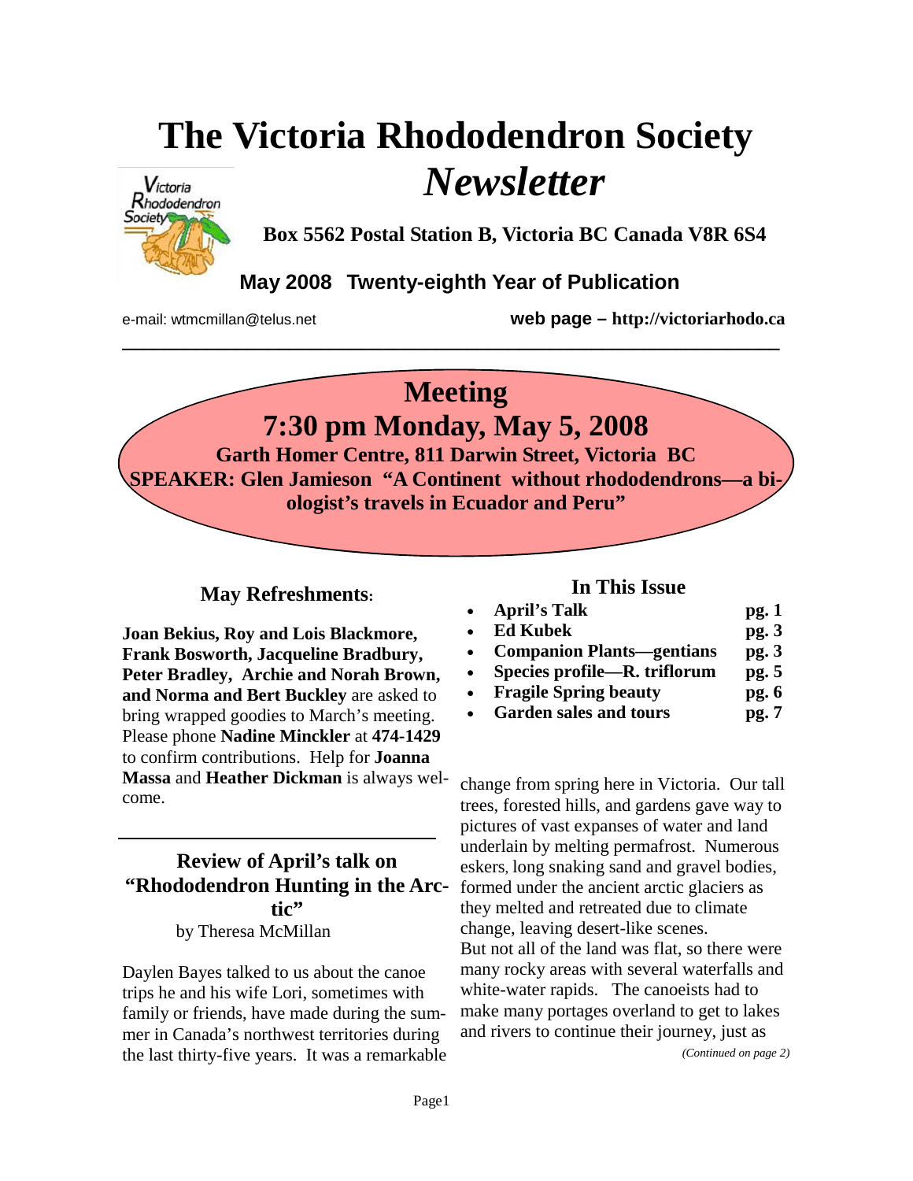# The Victoria Rhododendron Society *Newsletter*

**Box 5562 Postal Station B, Victoria BC Canada V8R 6S4**

**May 2008 Twenty-eighth Year of Publication**

e-mail: wtmcmillan@telus.net **web page – http://victoriarhodo.ca**

---

## Meeting
## 7:30 pm Monday, May 5, 2008

**Garth Homer Centre, 811 Darwin Street, Victoria BC**

**SPEAKER: Glen Jamieson "A Continent without rhododendrons—a biologist's travels in Ecuador and Peru"**

### May Refreshments:

**Joan Bekius, Roy and Lois Blackmore, Frank Bosworth, Jacqueline Bradbury, Peter Bradley, Archie and Norah Brown, and Norma and Bert Buckley** are asked to bring wrapped goodies to March's meeting. Please phone **Nadine Minckler** at **474-1429** to confirm contributions. Help for **Joanna Massa** and **Heather Dickman** is always welcome.

### In This Issue

- **April's Talk** **pg. 1**
- **Ed Kubek** **pg. 3**
- **Companion Plants—gentians** **pg. 3**
- **Species profile—R. triflorum** **pg. 5**
- **Fragile Spring beauty** **pg. 6**
- **Garden sales and tours** **pg. 7**

---

## Review of April's talk on "Rhododendron Hunting in the Arctic"

by Theresa McMillan

Daylen Bayes talked to us about the canoe trips he and his wife Lori, sometimes with family or friends, have made during the summer in Canada's northwest territories during the last thirty-five years. It was a remarkable change from spring here in Victoria. Our tall trees, forested hills, and gardens gave way to pictures of vast expanses of water and land underlain by melting permafrost. Numerous eskers, long snaking sand and gravel bodies, formed under the ancient arctic glaciers as they melted and retreated due to climate change, leaving desert-like scenes.

But not all of the land was flat, so there were many rocky areas with several waterfalls and white-water rapids. The canoeists had to make many portages overland to get to lakes and rivers to continue their journey, just as

*(Continued on page 2)*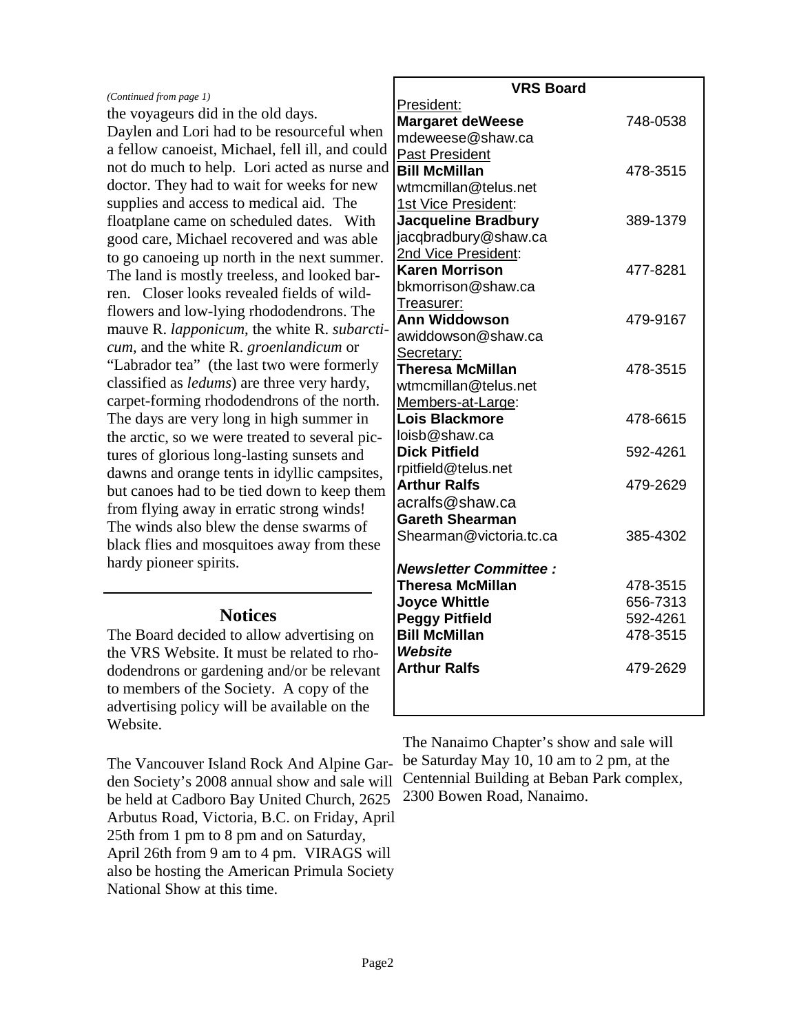*(Continued from page 1)*

the voyageurs did in the old days. Daylen and Lori had to be resourceful when a fellow canoeist, Michael, fell ill, and could not do much to help. Lori acted as nurse and doctor. They had to wait for weeks for new supplies and access to medical aid. The floatplane came on scheduled dates. With good care, Michael recovered and was able to go canoeing up north in the next summer. The land is mostly treeless, and looked barren. Closer looks revealed fields of wildflowers and low-lying rhododendrons. The mauve R. *lapponicum*, the white R. *subarcticum*, and the white R. *groenlandicum* or "Labrador tea" (the last two were formerly classified as *ledums*) are three very hardy, carpet-forming rhododendrons of the north. The days are very long in high summer in the arctic, so we were treated to several pictures of glorious long-lasting sunsets and dawns and orange tents in idyllic campsites, but canoes had to be tied down to keep them from flying away in erratic strong winds! The winds also blew the dense swarms of black flies and mosquitoes away from these hardy pioneer spirits.

---

## Notices

The Board decided to allow advertising on the VRS Website. It must be related to rhododendrons or gardening and/or be relevant to members of the Society. A copy of the advertising policy will be available on the Website.

The Vancouver Island Rock And Alpine Garden Society's 2008 annual show and sale will be held at Cadboro Bay United Church, 2625 Arbutus Road, Victoria, B.C. on Friday, April 25th from 1 pm to 8 pm and on Saturday, April 26th from 9 am to 4 pm. VIRAGS will also be hosting the American Primula Society National Show at this time.

The Nanaimo Chapter's show and sale will be Saturday May 10, 10 am to 2 pm, at the Centennial Building at Beban Park complex, 2300 Bowen Road, Nanaimo.

### VRS Board

President:
**Margaret deWeese** 748-0538
mdeweese@shaw.ca

Past President
**Bill McMillan** 478-3515
wtmcmillan@telus.net

1st Vice President:
**Jacqueline Bradbury** 389-1379
jacqbradbury@shaw.ca

2nd Vice President:
**Karen Morrison** 477-8281
bkmorrison@shaw.ca

Treasurer:
**Ann Widdowson** 479-9167
awiddowson@shaw.ca

Secretary:
**Theresa McMillan** 478-3515
wtmcmillan@telus.net

Members-at-Large:
**Lois Blackmore** 478-6615
loisb@shaw.ca
**Dick Pitfield** 592-4261
rpitfield@telus.net
**Arthur Ralfs** 479-2629
acralfs@shaw.ca
**Gareth Shearman**
Shearman@victoria.tc.ca 385-4302

***Newsletter Committee :***
**Theresa McMillan** 478-3515
**Joyce Whittle** 656-7313
**Peggy Pitfield** 592-4261
**Bill McMillan** 478-3515

***Website***
**Arthur Ralfs** 479-2629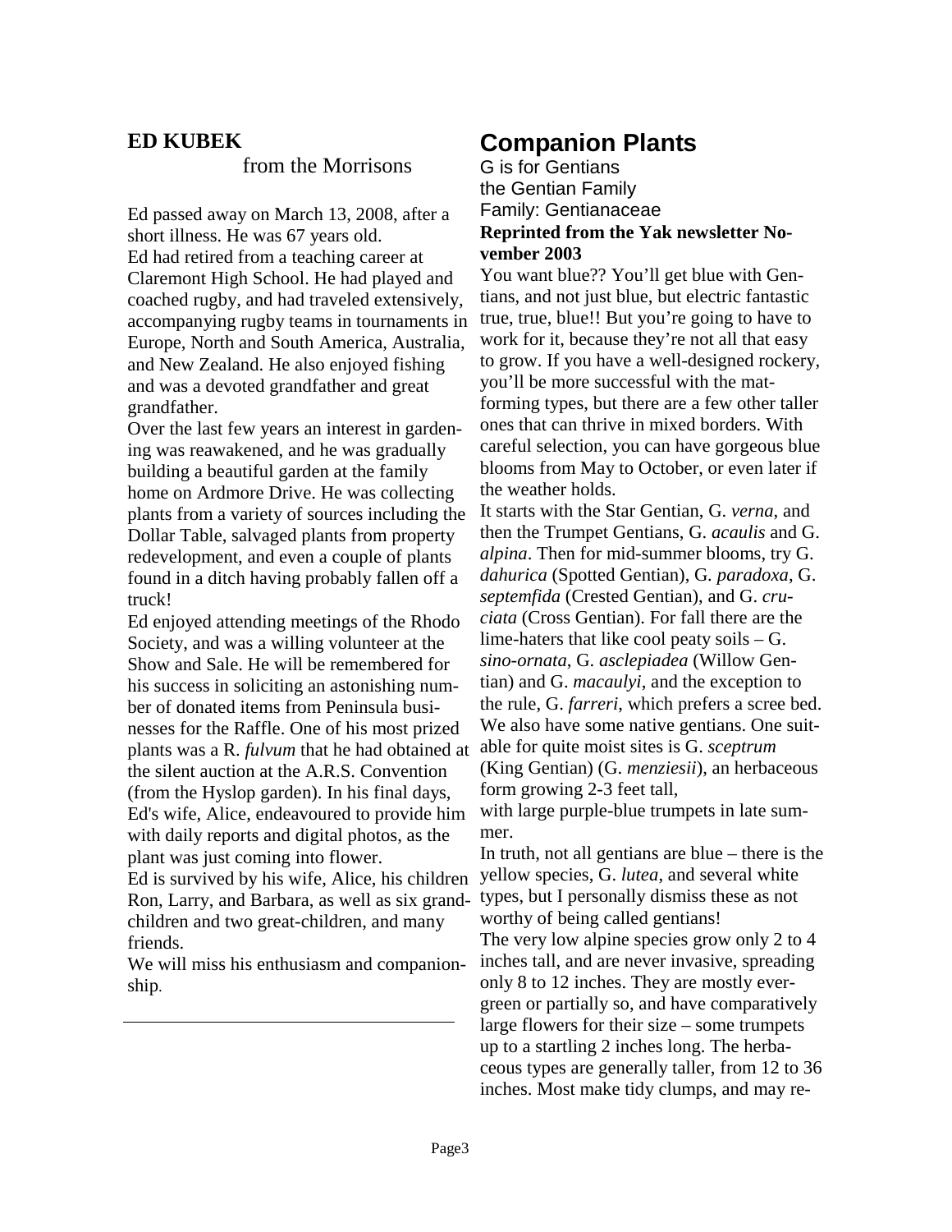## ED KUBEK

from the Morrisons

Ed passed away on March 13, 2008, after a short illness. He was 67 years old.
Ed had retired from a teaching career at Claremont High School. He had played and coached rugby, and had traveled extensively, accompanying rugby teams in tournaments in Europe, North and South America, Australia, and New Zealand. He also enjoyed fishing and was a devoted grandfather and great grandfather.
Over the last few years an interest in gardening was reawakened, and he was gradually building a beautiful garden at the family home on Ardmore Drive. He was collecting plants from a variety of sources including the Dollar Table, salvaged plants from property redevelopment, and even a couple of plants found in a ditch having probably fallen off a truck!
Ed enjoyed attending meetings of the Rhodo Society, and was a willing volunteer at the Show and Sale. He will be remembered for his success in soliciting an astonishing number of donated items from Peninsula businesses for the Raffle. One of his most prized plants was a R. *fulvum* that he had obtained at the silent auction at the A.R.S. Convention (from the Hyslop garden). In his final days, Ed's wife, Alice, endeavoured to provide him with daily reports and digital photos, as the plant was just coming into flower.
Ed is survived by his wife, Alice, his children Ron, Larry, and Barbara, as well as six grandchildren and two great-children, and many friends.
We will miss his enthusiasm and companionship.

---

# Companion Plants

G is for Gentians
the Gentian Family
Family: Gentianaceae
**Reprinted from the Yak newsletter November 2003**

You want blue?? You'll get blue with Gentians, and not just blue, but electric fantastic true, true, blue!! But you're going to have to work for it, because they're not all that easy to grow. If you have a well-designed rockery, you'll be more successful with the mat-forming types, but there are a few other taller ones that can thrive in mixed borders. With careful selection, you can have gorgeous blue blooms from May to October, or even later if the weather holds.
It starts with the Star Gentian, G. *verna*, and then the Trumpet Gentians, G. *acaulis* and G. *alpina*. Then for mid-summer blooms, try G. *dahurica* (Spotted Gentian), G. *paradoxa*, G. *septemfida* (Crested Gentian), and G. *cruciata* (Cross Gentian). For fall there are the lime-haters that like cool peaty soils – G. *sino-ornata*, G. *asclepiadea* (Willow Gentian) and G. *macaulyi*, and the exception to the rule, G. *farreri*, which prefers a scree bed. We also have some native gentians. One suitable for quite moist sites is G. *sceptrum* (King Gentian) (G. *menziesii*), an herbaceous form growing 2-3 feet tall,
with large purple-blue trumpets in late summer.
In truth, not all gentians are blue – there is the yellow species, G. *lutea*, and several white types, but I personally dismiss these as not worthy of being called gentians!
The very low alpine species grow only 2 to 4 inches tall, and are never invasive, spreading only 8 to 12 inches. They are mostly evergreen or partially so, and have comparatively large flowers for their size – some trumpets up to a startling 2 inches long. The herbaceous types are generally taller, from 12 to 36 inches. Most make tidy clumps, and may re-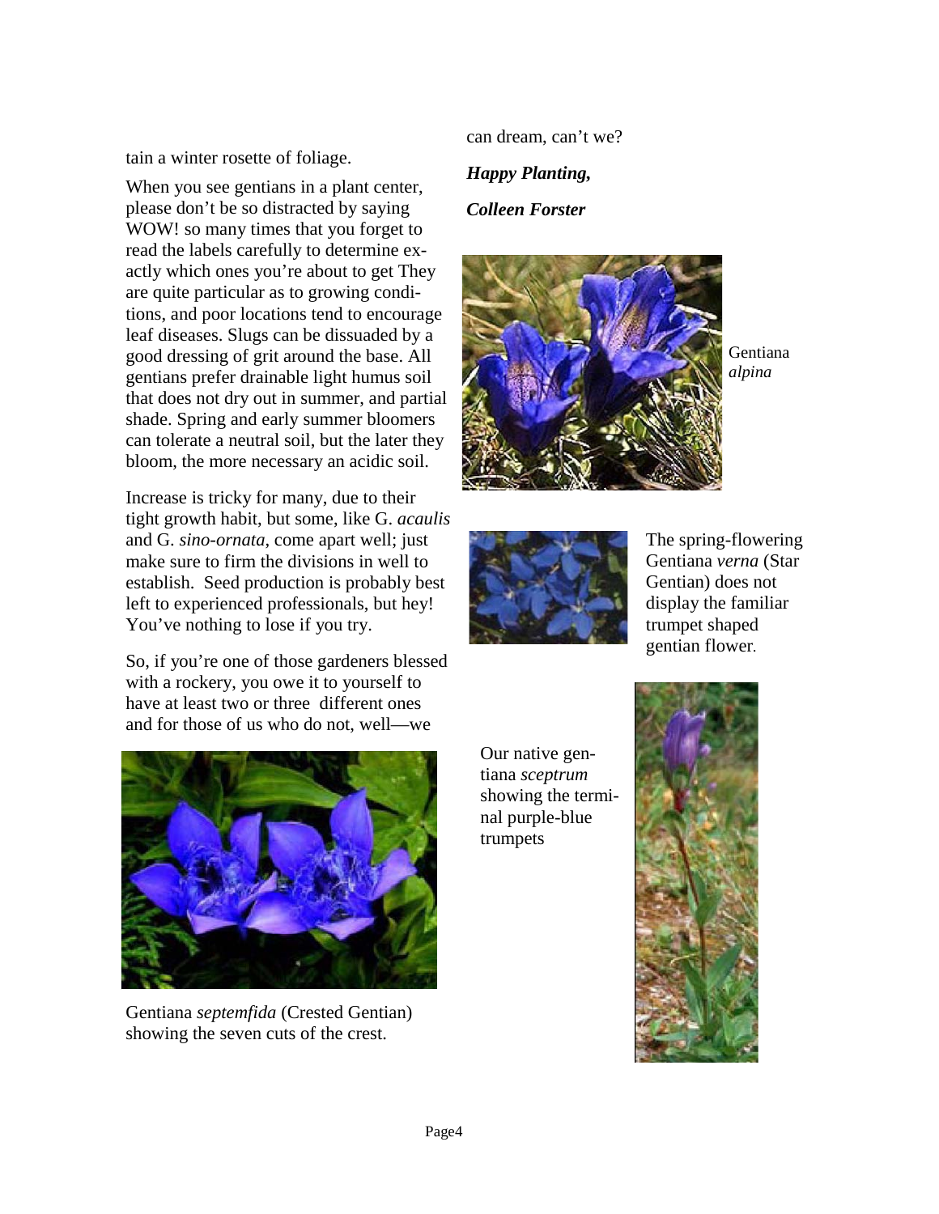tain a winter rosette of foliage.

When you see gentians in a plant center, please don't be so distracted by saying WOW! so many times that you forget to read the labels carefully to determine exactly which ones you're about to get They are quite particular as to growing conditions, and poor locations tend to encourage leaf diseases. Slugs can be dissuaded by a good dressing of grit around the base. All gentians prefer drainable light humus soil that does not dry out in summer, and partial shade. Spring and early summer bloomers can tolerate a neutral soil, but the later they bloom, the more necessary an acidic soil.

Increase is tricky for many, due to their tight growth habit, but some, like G. *acaulis* and G. *sino-ornata*, come apart well; just make sure to firm the divisions in well to establish. Seed production is probably best left to experienced professionals, but hey! You've nothing to lose if you try.

So, if you're one of those gardeners blessed with a rockery, you owe it to yourself to have at least two or three different ones and for those of us who do not, well—we can dream, can't we?

***Happy Planting,***

***Colleen Forster***

Gentiana *septemfida* (Crested Gentian) showing the seven cuts of the crest.

Gentiana *alpina*

The spring-flowering Gentiana *verna* (Star Gentian) does not display the familiar trumpet shaped gentian flower.

Our native gentiana *sceptrum* showing the terminal purple-blue trumpets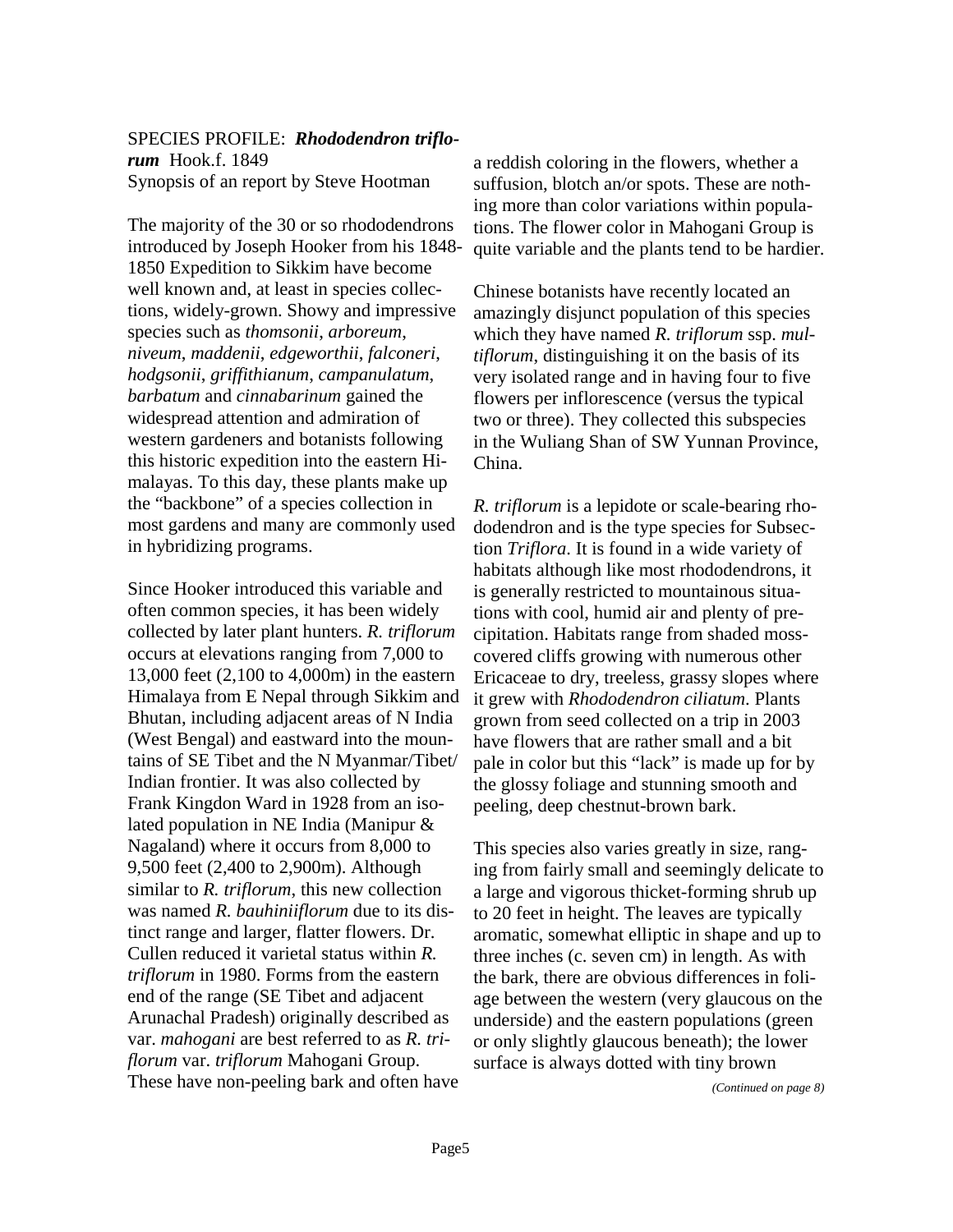SPECIES PROFILE: ***Rhododendron triflorum*** Hook.f. 1849
Synopsis of an report by Steve Hootman

The majority of the 30 or so rhododendrons introduced by Joseph Hooker from his 1848-1850 Expedition to Sikkim have become well known and, at least in species collections, widely-grown. Showy and impressive species such as *thomsonii*, *arboreum*, *niveum*, *maddenii*, *edgeworthii*, *falconeri*, *hodgsonii*, *griffithianum*, *campanulatum*, *barbatum* and *cinnabarinum* gained the widespread attention and admiration of western gardeners and botanists following this historic expedition into the eastern Himalayas. To this day, these plants make up the "backbone" of a species collection in most gardens and many are commonly used in hybridizing programs.

Since Hooker introduced this variable and often common species, it has been widely collected by later plant hunters. *R. triflorum* occurs at elevations ranging from 7,000 to 13,000 feet (2,100 to 4,000m) in the eastern Himalaya from E Nepal through Sikkim and Bhutan, including adjacent areas of N India (West Bengal) and eastward into the mountains of SE Tibet and the N Myanmar/Tibet/Indian frontier. It was also collected by Frank Kingdon Ward in 1928 from an isolated population in NE India (Manipur & Nagaland) where it occurs from 8,000 to 9,500 feet (2,400 to 2,900m). Although similar to *R. triflorum*, this new collection was named *R. bauhiniiflorum* due to its distinct range and larger, flatter flowers. Dr. Cullen reduced it varietal status within *R. triflorum* in 1980. Forms from the eastern end of the range (SE Tibet and adjacent Arunachal Pradesh) originally described as var. *mahogani* are best referred to as *R. triflorum* var. *triflorum* Mahogani Group. These have non-peeling bark and often have a reddish coloring in the flowers, whether a suffusion, blotch an/or spots. These are nothing more than color variations within populations. The flower color in Mahogani Group is quite variable and the plants tend to be hardier.

Chinese botanists have recently located an amazingly disjunct population of this species which they have named *R. triflorum* ssp. *multiflorum*, distinguishing it on the basis of its very isolated range and in having four to five flowers per inflorescence (versus the typical two or three). They collected this subspecies in the Wuliang Shan of SW Yunnan Province, China.

*R. triflorum* is a lepidote or scale-bearing rhododendron and is the type species for Subsection *Triflora*. It is found in a wide variety of habitats although like most rhododendrons, it is generally restricted to mountainous situations with cool, humid air and plenty of precipitation. Habitats range from shaded moss-covered cliffs growing with numerous other Ericaceae to dry, treeless, grassy slopes where it grew with *Rhododendron ciliatum*. Plants grown from seed collected on a trip in 2003 have flowers that are rather small and a bit pale in color but this "lack" is made up for by the glossy foliage and stunning smooth and peeling, deep chestnut-brown bark.

This species also varies greatly in size, ranging from fairly small and seemingly delicate to a large and vigorous thicket-forming shrub up to 20 feet in height. The leaves are typically aromatic, somewhat elliptic in shape and up to three inches (c. seven cm) in length. As with the bark, there are obvious differences in foliage between the western (very glaucous on the underside) and the eastern populations (green or only slightly glaucous beneath); the lower surface is always dotted with tiny brown

*(Continued on page 8)*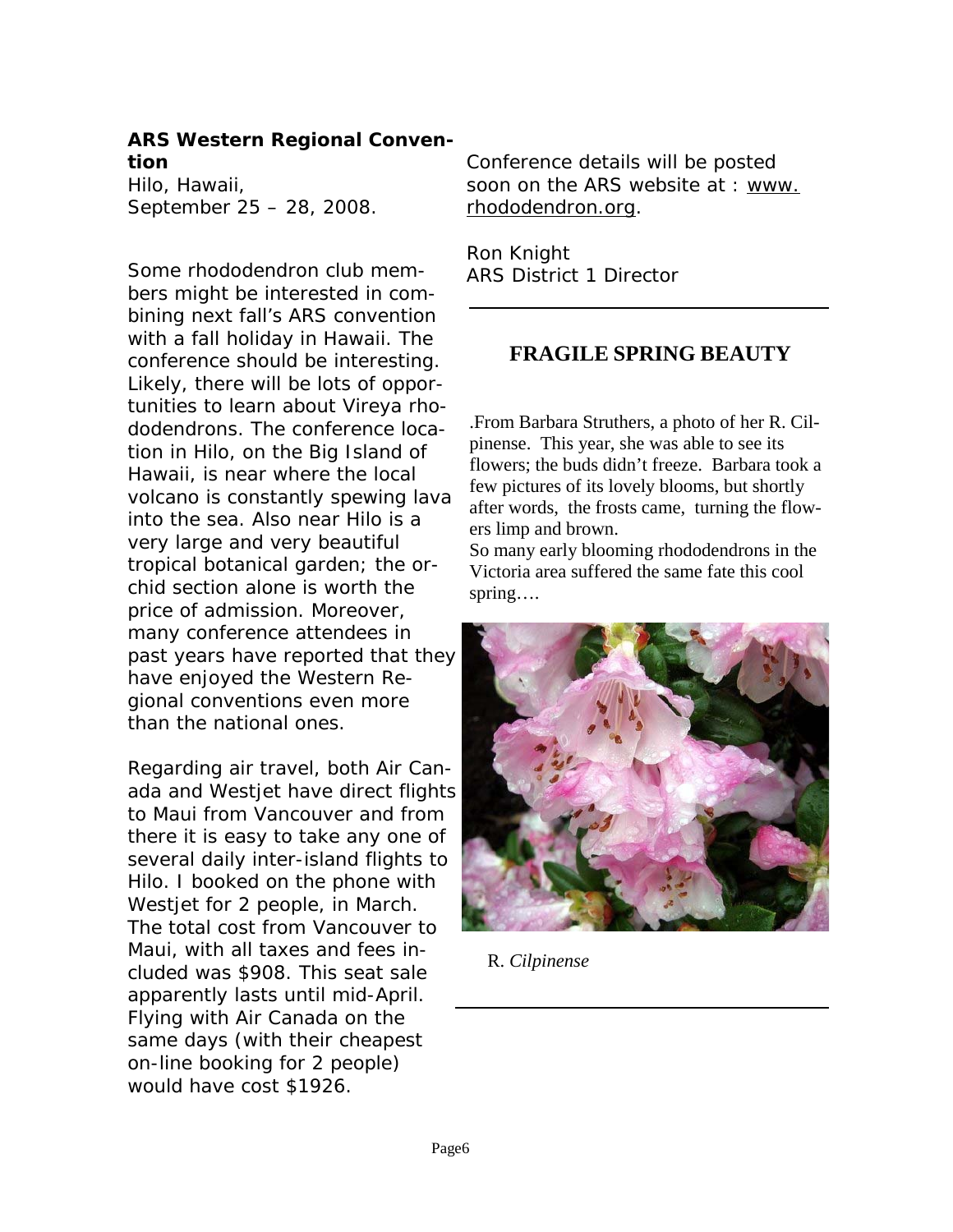**ARS Western Regional Convention**

Hilo, Hawaii,
September 25 – 28, 2008.

Some rhododendron club members might be interested in combining next fall's ARS convention with a fall holiday in Hawaii. The conference should be interesting. Likely, there will be lots of opportunities to learn about Vireya rhododendrons. The conference location in Hilo, on the Big Island of Hawaii, is near where the local volcano is constantly spewing lava into the sea. Also near Hilo is a very large and very beautiful tropical botanical garden; the orchid section alone is worth the price of admission. Moreover, many conference attendees in past years have reported that they have enjoyed the Western Regional conventions even more than the national ones.

Regarding air travel, both Air Canada and Westjet have direct flights to Maui from Vancouver and from there it is easy to take any one of several daily inter-island flights to Hilo. I booked on the phone with Westjet for 2 people, in March. The total cost from Vancouver to Maui, with all taxes and fees included was $908. This seat sale apparently lasts until mid-April. Flying with Air Canada on the same days (with their cheapest on-line booking for 2 people) would have cost $1926.

Conference details will be posted soon on the ARS website at : www.rhododendron.org.

Ron Knight
ARS District 1 Director

---

## FRAGILE SPRING BEAUTY

.From Barbara Struthers, a photo of her R. Cilpinense. This year, she was able to see its flowers; the buds didn't freeze. Barbara took a few pictures of its lovely blooms, but shortly after words, the frosts came, turning the flowers limp and brown.

So many early blooming rhododendrons in the Victoria area suffered the same fate this cool spring….

R. *Cilpinense*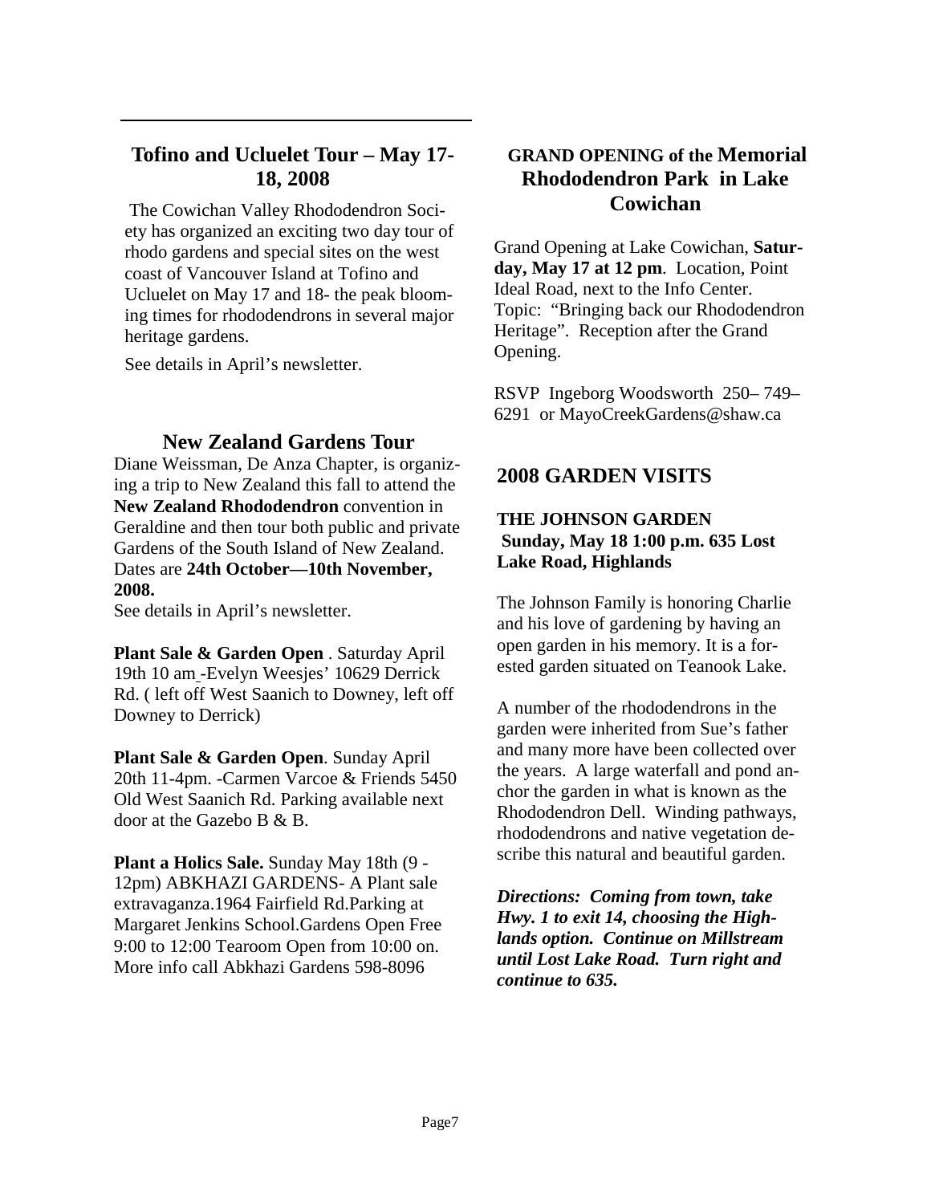## Tofino and Ucluelet Tour – May 17-18, 2008

The Cowichan Valley Rhododendron Society has organized an exciting two day tour of rhodo gardens and special sites on the west coast of Vancouver Island at Tofino and Ucluelet on May 17 and 18- the peak blooming times for rhododendrons in several major heritage gardens.

See details in April's newsletter.

## New Zealand Gardens Tour

Diane Weissman, De Anza Chapter, is organizing a trip to New Zealand this fall to attend the **New Zealand Rhododendron** convention in Geraldine and then tour both public and private Gardens of the South Island of New Zealand. Dates are **24th October—10th November, 2008.**

See details in April's newsletter.

**Plant Sale & Garden Open** . Saturday April 19th 10 am -Evelyn Weesjes' 10629 Derrick Rd. ( left off West Saanich to Downey, left off Downey to Derrick)

**Plant Sale & Garden Open**. Sunday April 20th 11-4pm. -Carmen Varcoe & Friends 5450 Old West Saanich Rd. Parking available next door at the Gazebo B & B.

**Plant a Holics Sale.** Sunday May 18th (9 - 12pm) ABKHAZI GARDENS- A Plant sale extravaganza.1964 Fairfield Rd.Parking at Margaret Jenkins School.Gardens Open Free 9:00 to 12:00 Tearoom Open from 10:00 on. More info call Abkhazi Gardens 598-8096

## GRAND OPENING of the Memorial Rhododendron Park in Lake Cowichan

Grand Opening at Lake Cowichan, **Saturday, May 17 at 12 pm**. Location, Point Ideal Road, next to the Info Center. Topic: "Bringing back our Rhododendron Heritage". Reception after the Grand Opening.

RSVP Ingeborg Woodsworth 250– 749–6291 or MayoCreekGardens@shaw.ca

## 2008 GARDEN VISITS

**THE JOHNSON GARDEN**
**Sunday, May 18 1:00 p.m. 635 Lost Lake Road, Highlands**

The Johnson Family is honoring Charlie and his love of gardening by having an open garden in his memory. It is a forested garden situated on Teanook Lake.

A number of the rhododendrons in the garden were inherited from Sue's father and many more have been collected over the years. A large waterfall and pond anchor the garden in what is known as the Rhododendron Dell. Winding pathways, rhododendrons and native vegetation describe this natural and beautiful garden.

***Directions: Coming from town, take Hwy. 1 to exit 14, choosing the Highlands option. Continue on Millstream until Lost Lake Road. Turn right and continue to 635.***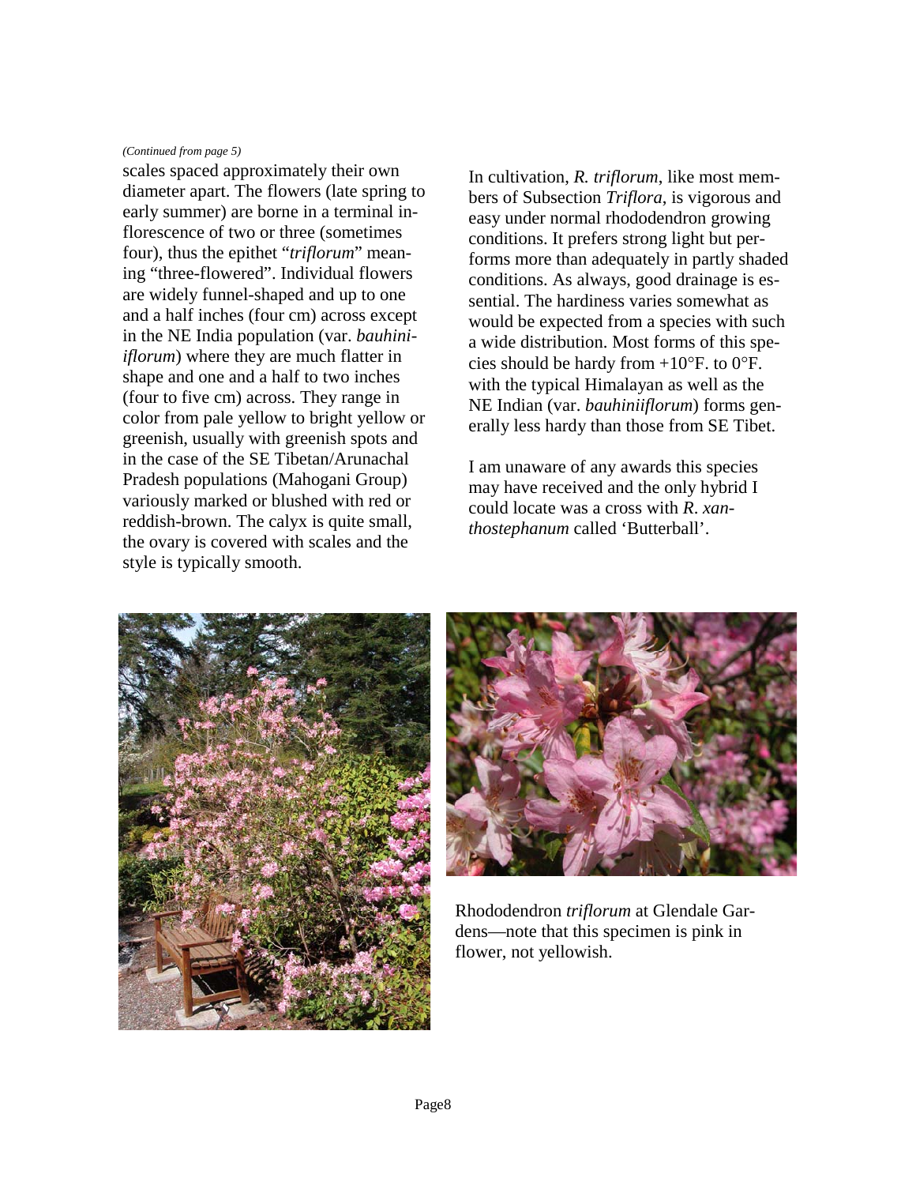*(Continued from page 5)*

scales spaced approximately their own diameter apart. The flowers (late spring to early summer) are borne in a terminal inflorescence of two or three (sometimes four), thus the epithet "*triflorum*" meaning "three-flowered". Individual flowers are widely funnel-shaped and up to one and a half inches (four cm) across except in the NE India population (var. *bauhiniiflorum*) where they are much flatter in shape and one and a half to two inches (four to five cm) across. They range in color from pale yellow to bright yellow or greenish, usually with greenish spots and in the case of the SE Tibetan/Arunachal Pradesh populations (Mahogani Group) variously marked or blushed with red or reddish-brown. The calyx is quite small, the ovary is covered with scales and the style is typically smooth.

In cultivation, *R. triflorum*, like most members of Subsection *Triflora*, is vigorous and easy under normal rhododendron growing conditions. It prefers strong light but performs more than adequately in partly shaded conditions. As always, good drainage is essential. The hardiness varies somewhat as would be expected from a species with such a wide distribution. Most forms of this species should be hardy from +10°F. to 0°F. with the typical Himalayan as well as the NE Indian (var. *bauhiniiflorum*) forms generally less hardy than those from SE Tibet.

I am unaware of any awards this species may have received and the only hybrid I could locate was a cross with *R. xanthostephanum* called 'Butterball'.

Rhododendron *triflorum* at Glendale Gardens—note that this specimen is pink in flower, not yellowish.